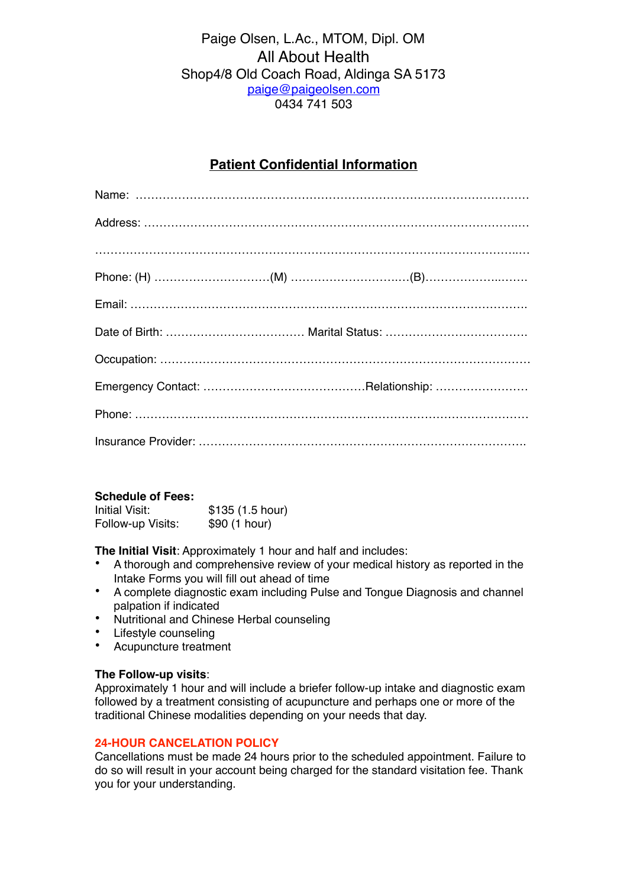Paige Olsen, L.Ac., MTOM, Dipl. OM
All About Health
Shop4/8 Old Coach Road, Aldinga SA 5173
paige@paigeolsen.com
0434 741 503

## Patient Confidential Information

Name: ……………………………………………………………………………………………

Address: …………………………………………………………………………………………

……………………………………………………………………………………………………

Phone: (H) …………………………(M) …………………………(B)………………………

Email: ……………………………………………………………………………………………

Date of Birth: ……………………………… Marital Status: ………………………………

Occupation: ………………………………………………………………………………………

Emergency Contact: ……………………………………Relationship: ……………………

Phone: ……………………………………………………………………………………………

Insurance Provider: ………………………………………………………………………………

**Schedule of Fees:**

| | |
|---|---|
| Initial Visit: | $135 (1.5 hour) |
| Follow-up Visits: | $90 (1 hour) |

**The Initial Visit**: Approximately 1 hour and half and includes:

- A thorough and comprehensive review of your medical history as reported in the Intake Forms you will fill out ahead of time
- A complete diagnostic exam including Pulse and Tongue Diagnosis and channel palpation if indicated
- Nutritional and Chinese Herbal counseling
- Lifestyle counseling
- Acupuncture treatment

**The Follow-up visits**:
Approximately 1 hour and will include a briefer follow-up intake and diagnostic exam followed by a treatment consisting of acupuncture and perhaps one or more of the traditional Chinese modalities depending on your needs that day.

**24-HOUR CANCELATION POLICY**
Cancellations must be made 24 hours prior to the scheduled appointment. Failure to do so will result in your account being charged for the standard visitation fee. Thank you for your understanding.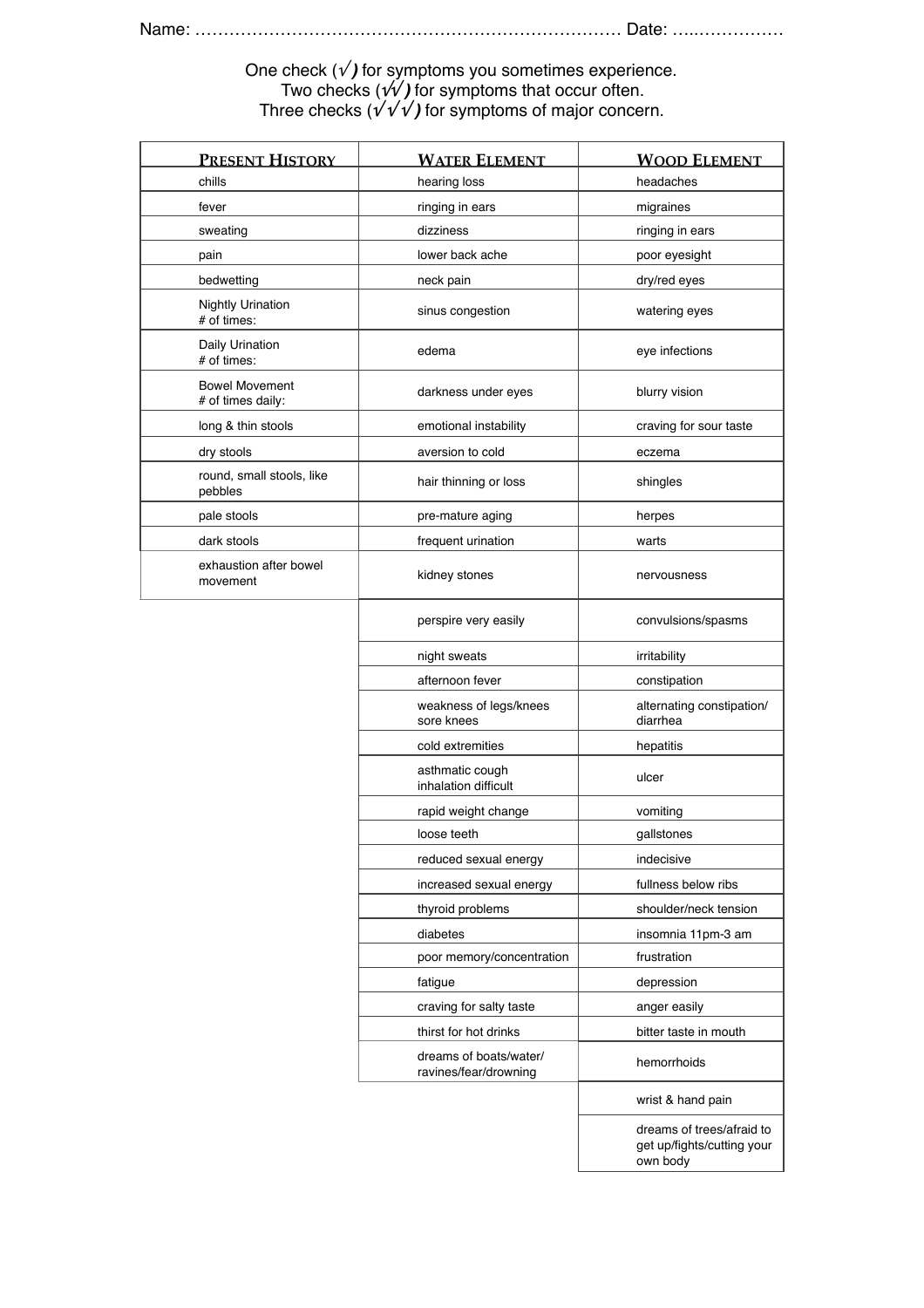Name: ………………………………………………………………… Date: …..……………

One check (√) for symptoms you sometimes experience.
Two checks (√√) for symptoms that occur often.
Three checks (√√√) for symptoms of major concern.

| PRESENT HISTORY | WATER ELEMENT | WOOD ELEMENT |
|---|---|---|
| chills | hearing loss | headaches |
| fever | ringing in ears | migraines |
| sweating | dizziness | ringing in ears |
| pain | lower back ache | poor eyesight |
| bedwetting | neck pain | dry/red eyes |
| Nightly Urination # of times: | sinus congestion | watering eyes |
| Daily Urination # of times: | edema | eye infections |
| Bowel Movement # of times daily: | darkness under eyes | blurry vision |
| long & thin stools | emotional instability | craving for sour taste |
| dry stools | aversion to cold | eczema |
| round, small stools, like pebbles | hair thinning or loss | shingles |
| pale stools | pre-mature aging | herpes |
| dark stools | frequent urination | warts |
| exhaustion after bowel movement | kidney stones | nervousness |
| | perspire very easily | convulsions/spasms |
| | night sweats | irritability |
| | afternoon fever | constipation |
| | weakness of legs/knees sore knees | alternating constipation/ diarrhea |
| | cold extremities | hepatitis |
| | asthmatic cough inhalation difficult | ulcer |
| | rapid weight change | vomiting |
| | loose teeth | gallstones |
| | reduced sexual energy | indecisive |
| | increased sexual energy | fullness below ribs |
| | thyroid problems | shoulder/neck tension |
| | diabetes | insomnia 11pm-3 am |
| | poor memory/concentration | frustration |
| | fatigue | depression |
| | craving for salty taste | anger easily |
| | thirst for hot drinks | bitter taste in mouth |
| | dreams of boats/water/ ravines/fear/drowning | hemorrhoids |
| | | wrist & hand pain |
| | | dreams of trees/afraid to get up/fights/cutting your own body |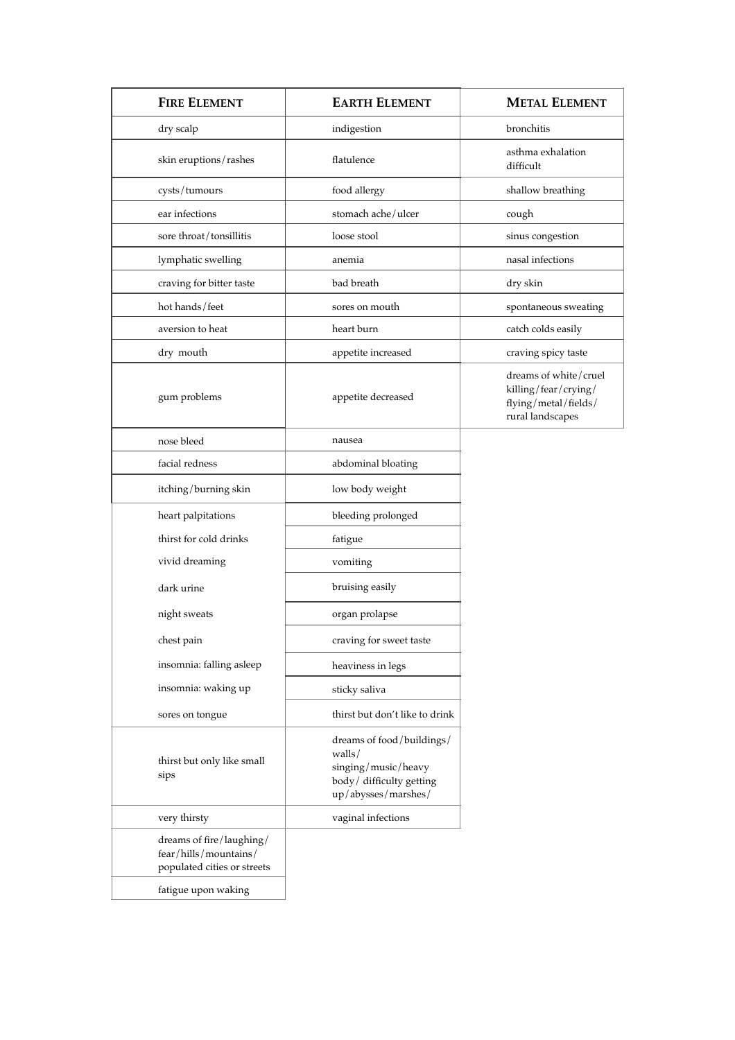| **FIRE ELEMENT** | **EARTH ELEMENT** | **METAL ELEMENT** |
|---|---|---|
| dry scalp | indigestion | bronchitis |
| skin eruptions/rashes | flatulence | asthma exhalation difficult |
| cysts/tumours | food allergy | shallow breathing |
| ear infections | stomach ache/ulcer | cough |
| sore throat/tonsillitis | loose stool | sinus congestion |
| lymphatic swelling | anemia | nasal infections |
| craving for bitter taste | bad breath | dry skin |
| hot hands/feet | sores on mouth | spontaneous sweating |
| aversion to heat | heart burn | catch colds easily |
| dry mouth | appetite increased | craving spicy taste |
| gum problems | appetite decreased | dreams of white/cruel killing/fear/crying/ flying/metal/fields/ rural landscapes |
| nose bleed | nausea | |
| facial redness | abdominal bloating | |
| itching/burning skin | low body weight | |
| heart palpitations | bleeding prolonged | |
| thirst for cold drinks | fatigue | |
| vivid dreaming | vomiting | |
| dark urine | bruising easily | |
| night sweats | organ prolapse | |
| chest pain | craving for sweet taste | |
| insomnia: falling asleep | heaviness in legs | |
| insomnia: waking up | sticky saliva | |
| sores on tongue | thirst but don't like to drink | |
| thirst but only like small sips | dreams of food/buildings/ walls/ singing/music/heavy body/ difficulty getting up/abysses/marshes/ | |
| very thirsty | vaginal infections | |
| dreams of fire/laughing/ fear/hills/mountains/ populated cities or streets | | |
| fatigue upon waking | | |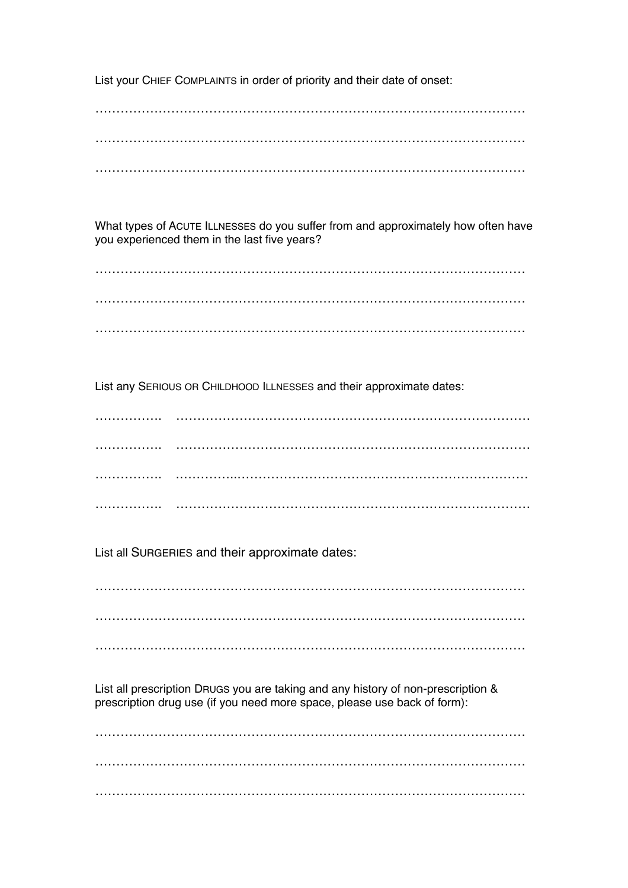List your CHIEF COMPLAINTS in order of priority and their date of onset:

…………………………………………………………………………………………

…………………………………………………………………………………………

…………………………………………………………………………………………

What types of ACUTE ILLNESSES do you suffer from and approximately how often have you experienced them in the last five years?

…………………………………………………………………………………………

…………………………………………………………………………………………

…………………………………………………………………………………………

List any SERIOUS OR CHILDHOOD ILLNESSES and their approximate dates:

……………. ……………………………………………………………………………

……………. ……………………………………………………………………………

……………. ……………………………………………………………………………

……………. ……………………………………………………………………………

List all SURGERIES and their approximate dates:

…………………………………………………………………………………………

…………………………………………………………………………………………

…………………………………………………………………………………………

List all prescription DRUGS you are taking and any history of non-prescription & prescription drug use (if you need more space, please use back of form):

…………………………………………………………………………………………

…………………………………………………………………………………………

…………………………………………………………………………………………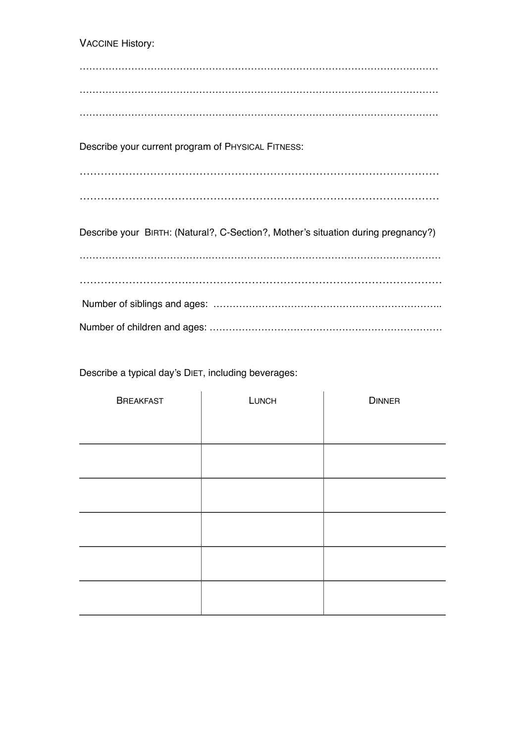VACCINE History:

……………………………………………………………………………………………………

……………………………………………………………………………………………………

……………………………………………………………………………………………………

Describe your current program of PHYSICAL FITNESS:

……………………………………………………………………………………………

……………………………………………………………………………………………

Describe your BIRTH: (Natural?, C-Section?, Mother's situation during pregnancy?)

……………………………………………………………………………………………………

……………………………………………………………………………………………

Number of siblings and ages: ……………………………………………………………..

Number of children and ages: ……………………………………………………………

Describe a typical day's DIET, including beverages:

| BREAKFAST | LUNCH | DINNER |
|---|---|---|
| | | |
| | | |
| | | |
| | | |
| | | |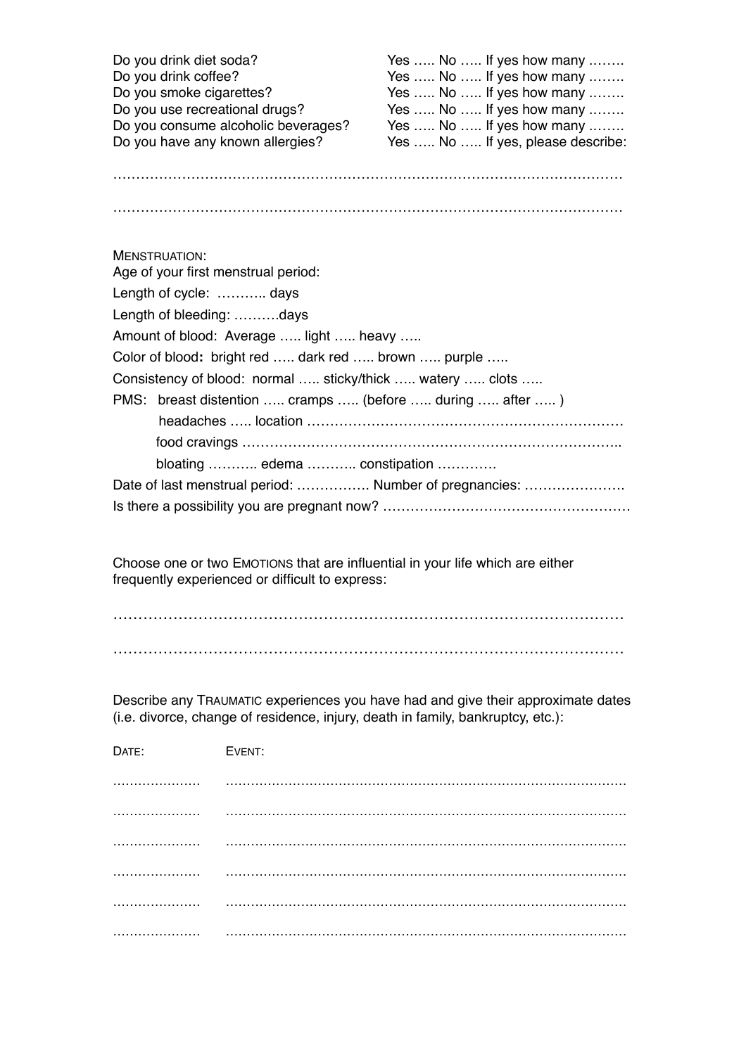Do you drink diet soda? Yes ….. No ….. If yes how many ……..
Do you drink coffee? Yes ….. No ….. If yes how many ……..
Do you smoke cigarettes? Yes ….. No ….. If yes how many ……..
Do you use recreational drugs? Yes ….. No ….. If yes how many ……..
Do you consume alcoholic beverages? Yes ….. No ….. If yes how many ……..
Do you have any known allergies? Yes ….. No ….. If yes, please describe:

…………………………………………………………………………………………………

…………………………………………………………………………………………………

MENSTRUATION:

Age of your first menstrual period:

Length of cycle: ……….. days

Length of bleeding: ……….days

Amount of blood: Average ….. light ….. heavy …..

Color of blood**:** bright red ….. dark red ….. brown ….. purple …..

Consistency of blood: normal ….. sticky/thick ….. watery ….. clots …..

PMS: breast distention ….. cramps ….. (before ….. during ….. after ….. )

headaches ….. location ……………………………………………………………

food cravings ………………………………………………………………………..

bloating ……….. edema ……….. constipation …………

Date of last menstrual period: ……………. Number of pregnancies: ………………….

Is there a possibility you are pregnant now? ………………………………………………

Choose one or two EMOTIONS that are influential in your life which are either frequently experienced or difficult to express:

…………………………………………………………………………………………

…………………………………………………………………………………………

Describe any TRAUMATIC experiences you have had and give their approximate dates (i.e. divorce, change of residence, injury, death in family, bankruptcy, etc.):

| DATE: | EVENT: |
| --- | --- |
| ………………… | ………………………………………………………………………………… |
| ………………… | ………………………………………………………………………………… |
| ………………… | ………………………………………………………………………………… |
| ………………… | ………………………………………………………………………………… |
| ………………… | ………………………………………………………………………………… |
| ………………… | ………………………………………………………………………………… |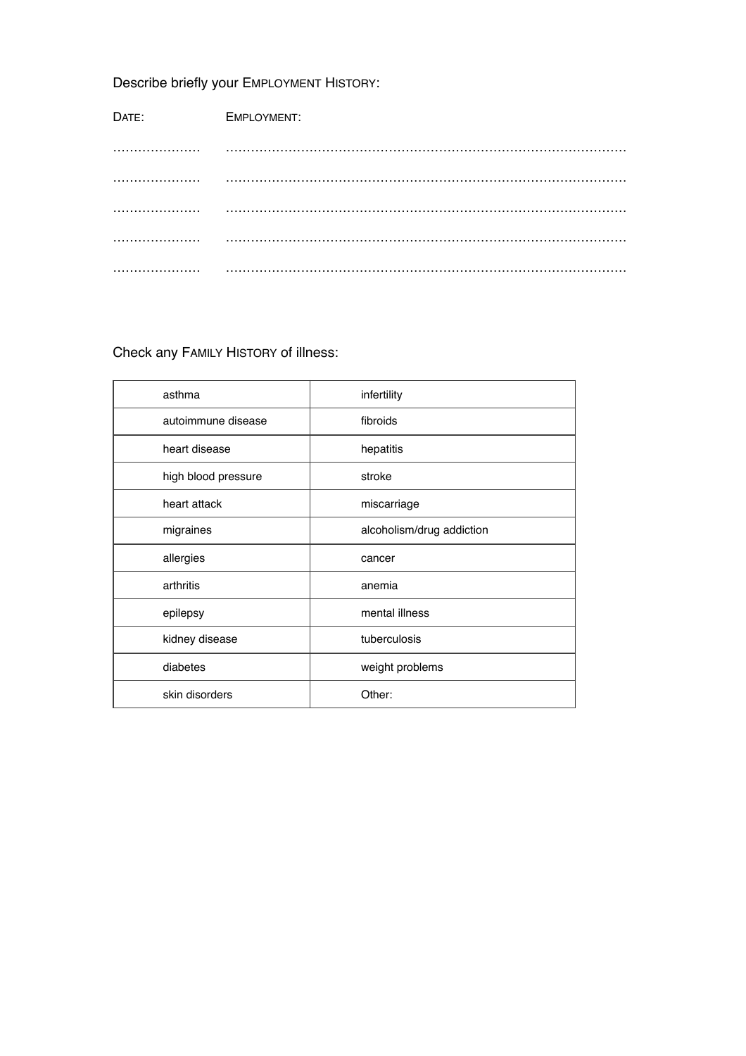Describe briefly your EMPLOYMENT HISTORY:

| DATE: | EMPLOYMENT: |
| --- | --- |
| ………………… | ………………………………………………………………………………… |
| ………………… | ………………………………………………………………………………… |
| ………………… | ………………………………………………………………………………… |
| ………………… | ………………………………………………………………………………… |
| ………………… | ………………………………………………………………………………… |

Check any FAMILY HISTORY of illness:

| | |
| --- | --- |
| asthma | infertility |
| autoimmune disease | fibroids |
| heart disease | hepatitis |
| high blood pressure | stroke |
| heart attack | miscarriage |
| migraines | alcoholism/drug addiction |
| allergies | cancer |
| arthritis | anemia |
| epilepsy | mental illness |
| kidney disease | tuberculosis |
| diabetes | weight problems |
| skin disorders | Other: |